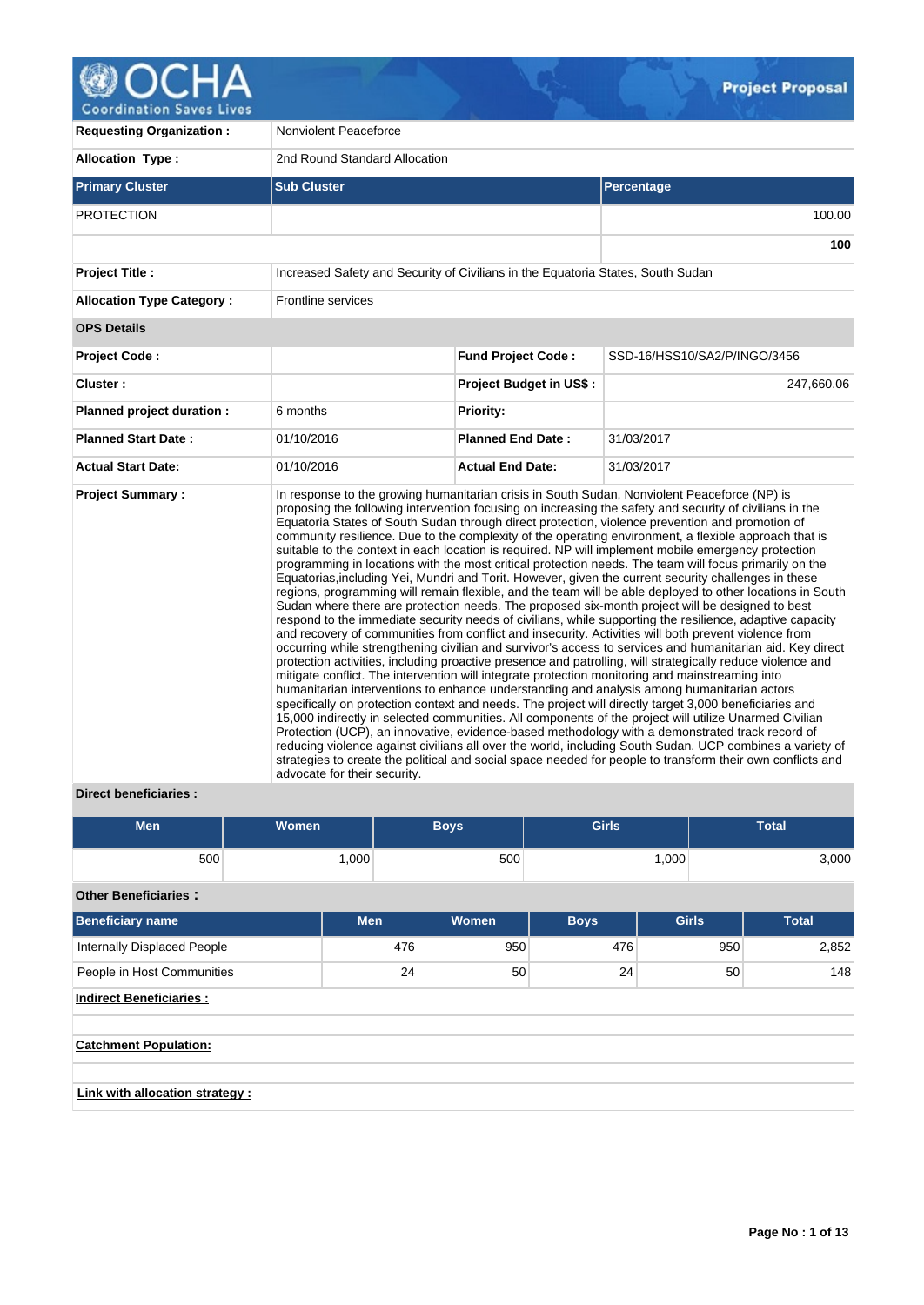# Project Proposal

| | |
|---|---|
| **Requesting Organization :** | Nonviolent Peaceforce |
| **Allocation Type :** | 2nd Round Standard Allocation |

| **Primary Cluster** | **Sub Cluster** | **Percentage** |
|---|---|---|
| PROTECTION | | 100.00 |
| | | **100** |

| | | | |
|---|---|---|---|
| **Project Title :** | Increased Safety and Security of Civilians in the Equatoria States, South Sudan | | |
| **Allocation Type Category :** | Frontline services | | |
| **OPS Details** | | | |
| **Project Code :** | | **Fund Project Code :** | SSD-16/HSS10/SA2/P/INGO/3456 |
| **Cluster :** | | **Project Budget in US$ :** | 247,660.06 |
| **Planned project duration :** | 6 months | **Priority:** | |
| **Planned Start Date :** | 01/10/2016 | **Planned End Date :** | 31/03/2017 |
| **Actual Start Date:** | 01/10/2016 | **Actual End Date:** | 31/03/2017 |

**Project Summary :**

In response to the growing humanitarian crisis in South Sudan, Nonviolent Peaceforce (NP) is proposing the following intervention focusing on increasing the safety and security of civilians in the Equatoria States of South Sudan through direct protection, violence prevention and promotion of community resilience. Due to the complexity of the operating environment, a flexible approach that is suitable to the context in each location is required. NP will implement mobile emergency protection programming in locations with the most critical protection needs. The team will focus primarily on the Equatorias,including Yei, Mundri and Torit. However, given the current security challenges in these regions, programming will remain flexible, and the team will be able deployed to other locations in South Sudan where there are protection needs. The proposed six-month project will be designed to best respond to the immediate security needs of civilians, while supporting the resilience, adaptive capacity and recovery of communities from conflict and insecurity. Activities will both prevent violence from occurring while strengthening civilian and survivor's access to services and humanitarian aid. Key direct protection activities, including proactive presence and patrolling, will strategically reduce violence and mitigate conflict. The intervention will integrate protection monitoring and mainstreaming into humanitarian interventions to enhance understanding and analysis among humanitarian actors specifically on protection context and needs. The project will directly target 3,000 beneficiaries and 15,000 indirectly in selected communities. All components of the project will utilize Unarmed Civilian Protection (UCP), an innovative, evidence-based methodology with a demonstrated track record of reducing violence against civilians all over the world, including South Sudan. UCP combines a variety of strategies to create the political and social space needed for people to transform their own conflicts and advocate for their security.

**Direct beneficiaries :**

| Men | Women | Boys | Girls | Total |
|---|---|---|---|---|
| 500 | 1,000 | 500 | 1,000 | 3,000 |

**Other Beneficiaries :**

| Beneficiary name | Men | Women | Boys | Girls | Total |
|---|---|---|---|---|---|
| Internally Displaced People | 476 | 950 | 476 | 950 | 2,852 |
| People in Host Communities | 24 | 50 | 24 | 50 | 148 |

**Indirect Beneficiaries :**

**Catchment Population:**

**Link with allocation strategy :**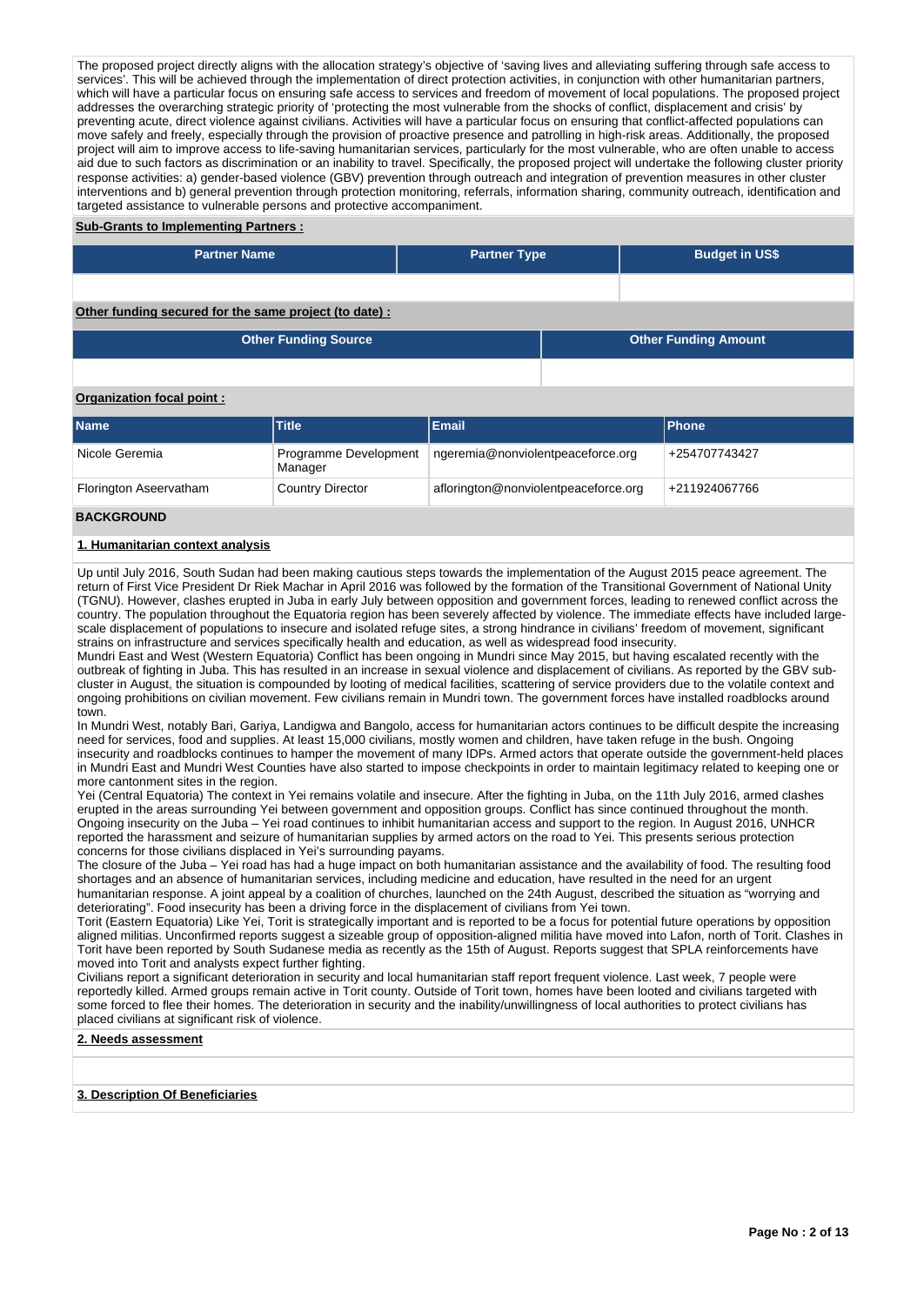The proposed project directly aligns with the allocation strategy's objective of 'saving lives and alleviating suffering through safe access to services'. This will be achieved through the implementation of direct protection activities, in conjunction with other humanitarian partners, which will have a particular focus on ensuring safe access to services and freedom of movement of local populations. The proposed project addresses the overarching strategic priority of 'protecting the most vulnerable from the shocks of conflict, displacement and crisis' by preventing acute, direct violence against civilians. Activities will have a particular focus on ensuring that conflict-affected populations can move safely and freely, especially through the provision of proactive presence and patrolling in high-risk areas. Additionally, the proposed project will aim to improve access to life-saving humanitarian services, particularly for the most vulnerable, who are often unable to access aid due to such factors as discrimination or an inability to travel. Specifically, the proposed project will undertake the following cluster priority response activities: a) gender-based violence (GBV) prevention through outreach and integration of prevention measures in other cluster interventions and b) general prevention through protection monitoring, referrals, information sharing, community outreach, identification and targeted assistance to vulnerable persons and protective accompaniment.

**Sub-Grants to Implementing Partners :**

| Partner Name | Partner Type | Budget in US$ |
|---|---|---|
| | | |

**Other funding secured for the same project (to date) :**

| Other Funding Source | Other Funding Amount |
|---|---|
| | |

**Organization focal point :**

| Name | Title | Email | Phone |
|---|---|---|---|
| Nicole Geremia | Programme Development Manager | ngeremia@nonviolentpeaceforce.org | +254707743427 |
| Florington Aseervatham | Country Director | aflorington@nonviolentpeaceforce.org | +211924067766 |

## BACKGROUND

**1. Humanitarian context analysis**

Up until July 2016, South Sudan had been making cautious steps towards the implementation of the August 2015 peace agreement. The return of First Vice President Dr Riek Machar in April 2016 was followed by the formation of the Transitional Government of National Unity (TGNU). However, clashes erupted in Juba in early July between opposition and government forces, leading to renewed conflict across the country. The population throughout the Equatoria region has been severely affected by violence. The immediate effects have included large-scale displacement of populations to insecure and isolated refuge sites, a strong hindrance in civilians' freedom of movement, significant strains on infrastructure and services specifically health and education, as well as widespread food insecurity.
Mundri East and West (Western Equatoria) Conflict has been ongoing in Mundri since May 2015, but having escalated recently with the outbreak of fighting in Juba. This has resulted in an increase in sexual violence and displacement of civilians. As reported by the GBV sub-cluster in August, the situation is compounded by looting of medical facilities, scattering of service providers due to the volatile context and ongoing prohibitions on civilian movement. Few civilians remain in Mundri town. The government forces have installed roadblocks around town.
In Mundri West, notably Bari, Gariya, Landigwa and Bangolo, access for humanitarian actors continues to be difficult despite the increasing need for services, food and supplies. At least 15,000 civilians, mostly women and children, have taken refuge in the bush. Ongoing insecurity and roadblocks continues to hamper the movement of many IDPs. Armed actors that operate outside the government-held places in Mundri East and Mundri West Counties have also started to impose checkpoints in order to maintain legitimacy related to keeping one or more cantonment sites in the region.
Yei (Central Equatoria) The context in Yei remains volatile and insecure. After the fighting in Juba, on the 11th July 2016, armed clashes erupted in the areas surrounding Yei between government and opposition groups. Conflict has since continued throughout the month. Ongoing insecurity on the Juba – Yei road continues to inhibit humanitarian access and support to the region. In August 2016, UNHCR reported the harassment and seizure of humanitarian supplies by armed actors on the road to Yei. This presents serious protection concerns for those civilians displaced in Yei's surrounding payams.
The closure of the Juba – Yei road has had a huge impact on both humanitarian assistance and the availability of food. The resulting food shortages and an absence of humanitarian services, including medicine and education, have resulted in the need for an urgent humanitarian response. A joint appeal by a coalition of churches, launched on the 24th August, described the situation as "worrying and deteriorating". Food insecurity has been a driving force in the displacement of civilians from Yei town.
Torit (Eastern Equatoria) Like Yei, Torit is strategically important and is reported to be a focus for potential future operations by opposition aligned militias. Unconfirmed reports suggest a sizeable group of opposition-aligned militia have moved into Lafon, north of Torit. Clashes in Torit have been reported by South Sudanese media as recently as the 15th of August. Reports suggest that SPLA reinforcements have moved into Torit and analysts expect further fighting.
Civilians report a significant deterioration in security and local humanitarian staff report frequent violence. Last week, 7 people were reportedly killed. Armed groups remain active in Torit county. Outside of Torit town, homes have been looted and civilians targeted with some forced to flee their homes. The deterioration in security and the inability/unwillingness of local authorities to protect civilians has placed civilians at significant risk of violence.

**2. Needs assessment**

**3. Description Of Beneficiaries**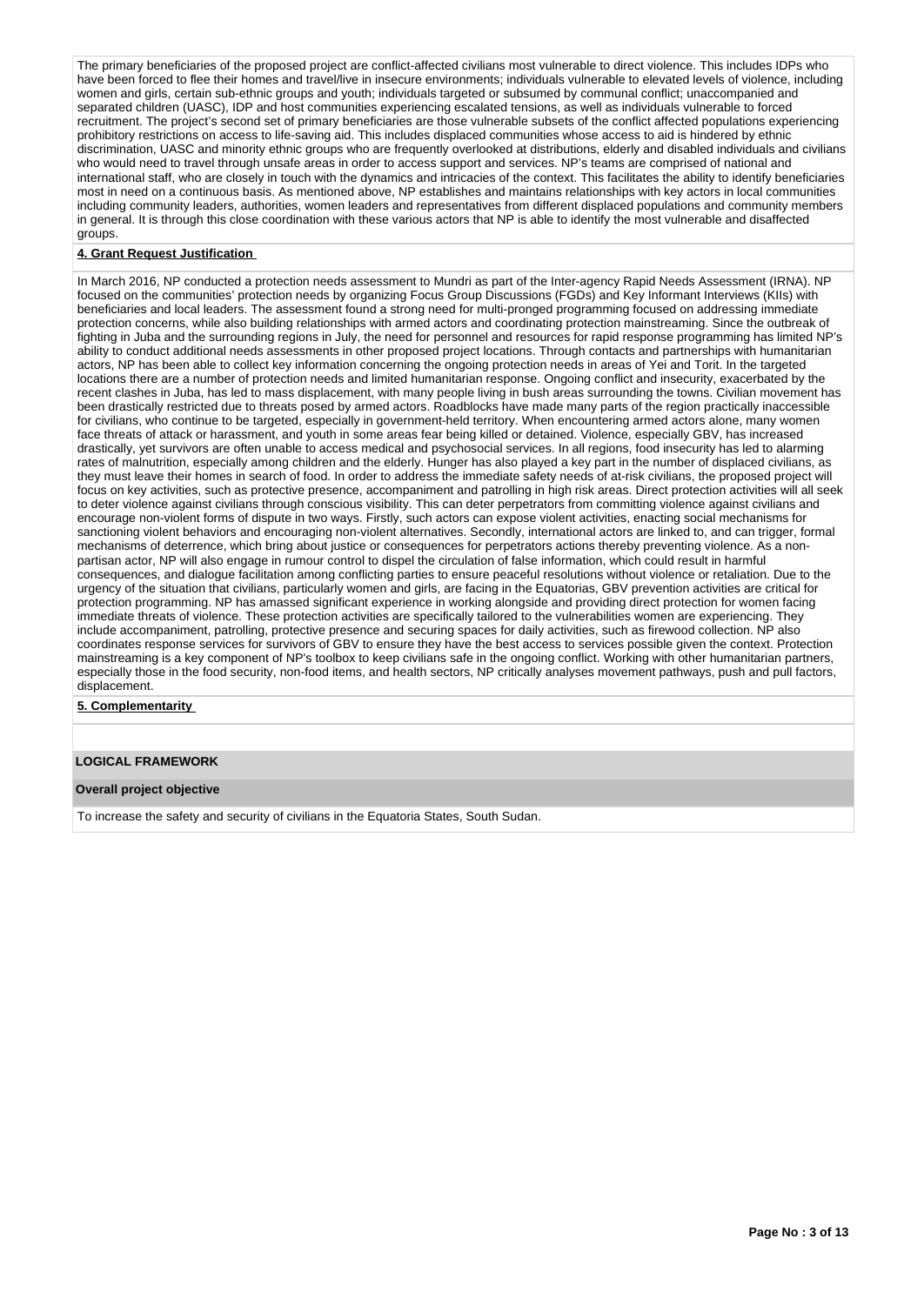The primary beneficiaries of the proposed project are conflict-affected civilians most vulnerable to direct violence. This includes IDPs who have been forced to flee their homes and travel/live in insecure environments; individuals vulnerable to elevated levels of violence, including women and girls, certain sub-ethnic groups and youth; individuals targeted or subsumed by communal conflict; unaccompanied and separated children (UASC), IDP and host communities experiencing escalated tensions, as well as individuals vulnerable to forced recruitment. The project's second set of primary beneficiaries are those vulnerable subsets of the conflict affected populations experiencing prohibitory restrictions on access to life-saving aid. This includes displaced communities whose access to aid is hindered by ethnic discrimination, UASC and minority ethnic groups who are frequently overlooked at distributions, elderly and disabled individuals and civilians who would need to travel through unsafe areas in order to access support and services. NP's teams are comprised of national and international staff, who are closely in touch with the dynamics and intricacies of the context. This facilitates the ability to identify beneficiaries most in need on a continuous basis. As mentioned above, NP establishes and maintains relationships with key actors in local communities including community leaders, authorities, women leaders and representatives from different displaced populations and community members in general. It is through this close coordination with these various actors that NP is able to identify the most vulnerable and disaffected groups.

**4. Grant Request Justification**

In March 2016, NP conducted a protection needs assessment to Mundri as part of the Inter-agency Rapid Needs Assessment (IRNA). NP focused on the communities' protection needs by organizing Focus Group Discussions (FGDs) and Key Informant Interviews (KIIs) with beneficiaries and local leaders. The assessment found a strong need for multi-pronged programming focused on addressing immediate protection concerns, while also building relationships with armed actors and coordinating protection mainstreaming. Since the outbreak of fighting in Juba and the surrounding regions in July, the need for personnel and resources for rapid response programming has limited NP's ability to conduct additional needs assessments in other proposed project locations. Through contacts and partnerships with humanitarian actors, NP has been able to collect key information concerning the ongoing protection needs in areas of Yei and Torit. In the targeted locations there are a number of protection needs and limited humanitarian response. Ongoing conflict and insecurity, exacerbated by the recent clashes in Juba, has led to mass displacement, with many people living in bush areas surrounding the towns. Civilian movement has been drastically restricted due to threats posed by armed actors. Roadblocks have made many parts of the region practically inaccessible for civilians, who continue to be targeted, especially in government-held territory. When encountering armed actors alone, many women face threats of attack or harassment, and youth in some areas fear being killed or detained. Violence, especially GBV, has increased drastically, yet survivors are often unable to access medical and psychosocial services. In all regions, food insecurity has led to alarming rates of malnutrition, especially among children and the elderly. Hunger has also played a key part in the number of displaced civilians, as they must leave their homes in search of food. In order to address the immediate safety needs of at-risk civilians, the proposed project will focus on key activities, such as protective presence, accompaniment and patrolling in high risk areas. Direct protection activities will all seek to deter violence against civilians through conscious visibility. This can deter perpetrators from committing violence against civilians and encourage non-violent forms of dispute in two ways. Firstly, such actors can expose violent activities, enacting social mechanisms for sanctioning violent behaviors and encouraging non-violent alternatives. Secondly, international actors are linked to, and can trigger, formal mechanisms of deterrence, which bring about justice or consequences for perpetrators actions thereby preventing violence. As a non-partisan actor, NP will also engage in rumour control to dispel the circulation of false information, which could result in harmful consequences, and dialogue facilitation among conflicting parties to ensure peaceful resolutions without violence or retaliation. Due to the urgency of the situation that civilians, particularly women and girls, are facing in the Equatorias, GBV prevention activities are critical for protection programming. NP has amassed significant experience in working alongside and providing direct protection for women facing immediate threats of violence. These protection activities are specifically tailored to the vulnerabilities women are experiencing. They include accompaniment, patrolling, protective presence and securing spaces for daily activities, such as firewood collection. NP also coordinates response services for survivors of GBV to ensure they have the best access to services possible given the context. Protection mainstreaming is a key component of NP's toolbox to keep civilians safe in the ongoing conflict. Working with other humanitarian partners, especially those in the food security, non-food items, and health sectors, NP critically analyses movement pathways, push and pull factors, displacement.

**5. Complementarity**

**LOGICAL FRAMEWORK**

**Overall project objective**

To increase the safety and security of civilians in the Equatoria States, South Sudan.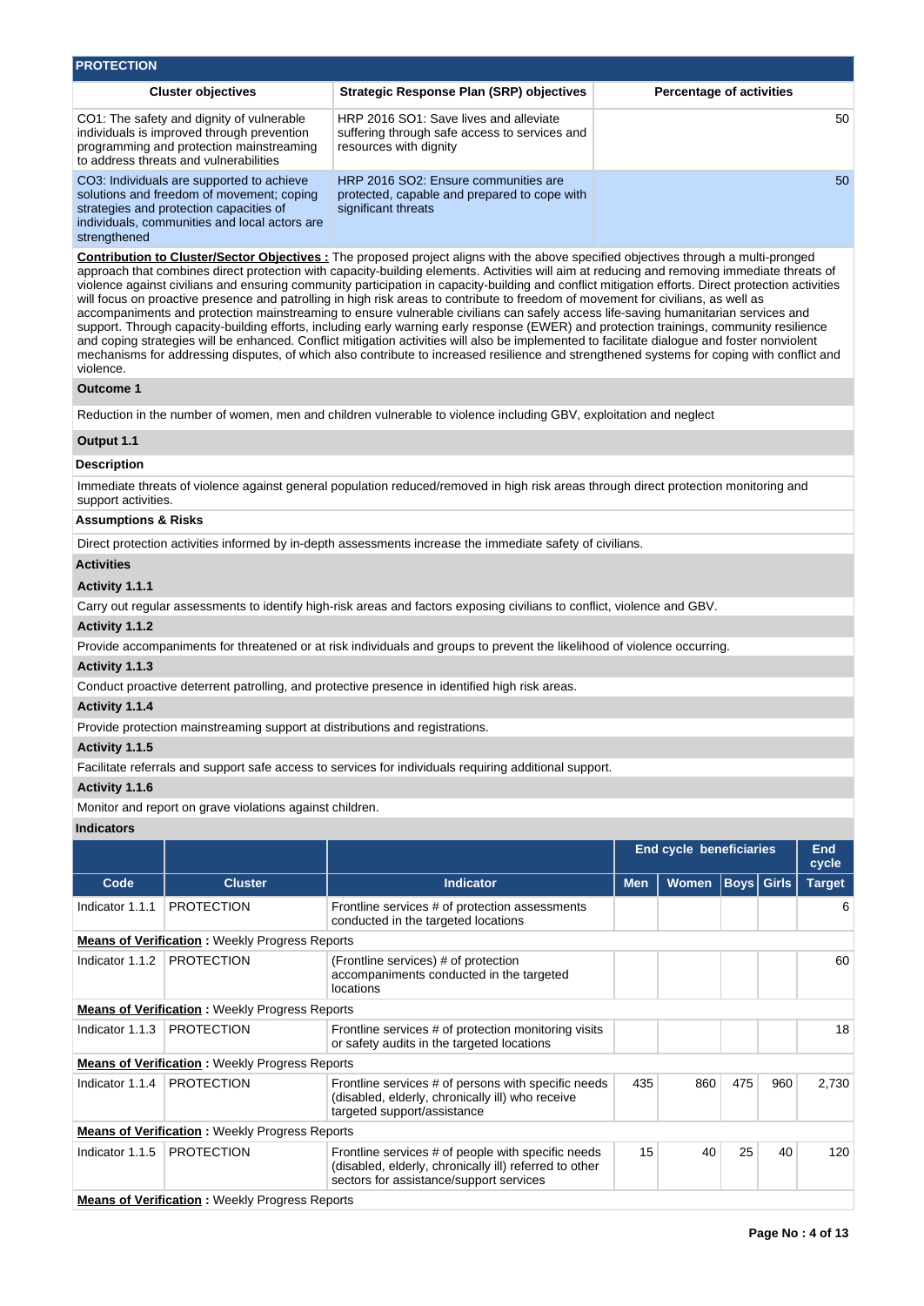## PROTECTION

| Cluster objectives | Strategic Response Plan (SRP) objectives | Percentage of activities |
|---|---|---|
| CO1: The safety and dignity of vulnerable individuals is improved through prevention programming and protection mainstreaming to address threats and vulnerabilities | HRP 2016 SO1: Save lives and alleviate suffering through safe access to services and resources with dignity | 50 |
| CO3: Individuals are supported to achieve solutions and freedom of movement; coping strategies and protection capacities of individuals, communities and local actors are strengthened | HRP 2016 SO2: Ensure communities are protected, capable and prepared to cope with significant threats | 50 |

**Contribution to Cluster/Sector Objectives :** The proposed project aligns with the above specified objectives through a multi-pronged approach that combines direct protection with capacity-building elements. Activities will aim at reducing and removing immediate threats of violence against civilians and ensuring community participation in capacity-building and conflict mitigation efforts. Direct protection activities will focus on proactive presence and patrolling in high risk areas to contribute to freedom of movement for civilians, as well as accompaniments and protection mainstreaming to ensure vulnerable civilians can safely access life-saving humanitarian services and support. Through capacity-building efforts, including early warning early response (EWER) and protection trainings, community resilience and coping strategies will be enhanced. Conflict mitigation activities will also be implemented to facilitate dialogue and foster nonviolent mechanisms for addressing disputes, of which also contribute to increased resilience and strengthened systems for coping with conflict and violence.

### Outcome 1

Reduction in the number of women, men and children vulnerable to violence including GBV, exploitation and neglect

### Output 1.1

**Description**

Immediate threats of violence against general population reduced/removed in high risk areas through direct protection monitoring and support activities.

**Assumptions & Risks**

Direct protection activities informed by in-depth assessments increase the immediate safety of civilians.

**Activities**

**Activity 1.1.1**

Carry out regular assessments to identify high-risk areas and factors exposing civilians to conflict, violence and GBV.

**Activity 1.1.2**

Provide accompaniments for threatened or at risk individuals and groups to prevent the likelihood of violence occurring.

**Activity 1.1.3**

Conduct proactive deterrent patrolling, and protective presence in identified high risk areas.

**Activity 1.1.4**

Provide protection mainstreaming support at distributions and registrations.

**Activity 1.1.5**

Facilitate referrals and support safe access to services for individuals requiring additional support.

**Activity 1.1.6**

Monitor and report on grave violations against children.

**Indicators**

| | | | End cycle beneficiaries | | | | End cycle |
|---|---|---|---|---|---|---|---|
| Code | Cluster | Indicator | Men | Women | Boys | Girls | Target |
| Indicator 1.1.1 | PROTECTION | Frontline services # of protection assessments conducted in the targeted locations | | | | | 6 |
| **Means of Verification** : Weekly Progress Reports | | | | | | | |
| Indicator 1.1.2 | PROTECTION | (Frontline services) # of protection accompaniments conducted in the targeted locations | | | | | 60 |
| **Means of Verification** : Weekly Progress Reports | | | | | | | |
| Indicator 1.1.3 | PROTECTION | Frontline services # of protection monitoring visits or safety audits in the targeted locations | | | | | 18 |
| **Means of Verification** : Weekly Progress Reports | | | | | | | |
| Indicator 1.1.4 | PROTECTION | Frontline services # of persons with specific needs (disabled, elderly, chronically ill) who receive targeted support/assistance | 435 | 860 | 475 | 960 | 2,730 |
| **Means of Verification** : Weekly Progress Reports | | | | | | | |
| Indicator 1.1.5 | PROTECTION | Frontline services # of people with specific needs (disabled, elderly, chronically ill) referred to other sectors for assistance/support services | 15 | 40 | 25 | 40 | 120 |
| **Means of Verification** : Weekly Progress Reports | | | | | | | |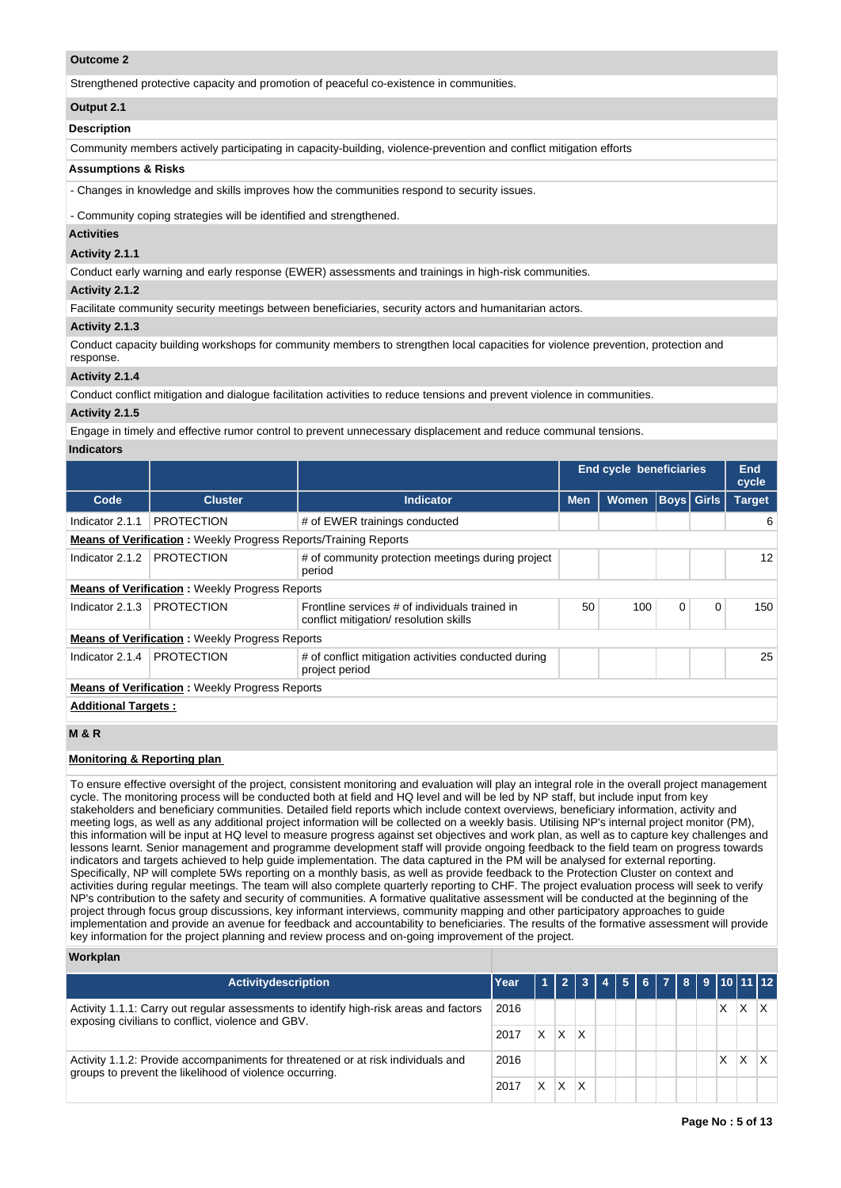**Outcome 2**

Strengthened protective capacity and promotion of peaceful co-existence in communities.

**Output 2.1**

**Description**

Community members actively participating in capacity-building, violence-prevention and conflict mitigation efforts

**Assumptions & Risks**

- Changes in knowledge and skills improves how the communities respond to security issues.

- Community coping strategies will be identified and strengthened.

**Activities**

**Activity 2.1.1**

Conduct early warning and early response (EWER) assessments and trainings in high-risk communities.

**Activity 2.1.2**

Facilitate community security meetings between beneficiaries, security actors and humanitarian actors.

**Activity 2.1.3**

Conduct capacity building workshops for community members to strengthen local capacities for violence prevention, protection and response.

**Activity 2.1.4**

Conduct conflict mitigation and dialogue facilitation activities to reduce tensions and prevent violence in communities.

**Activity 2.1.5**

Engage in timely and effective rumor control to prevent unnecessary displacement and reduce communal tensions.

**Indicators**

| | | | End cycle beneficiaries | | | | End cycle |
|---|---|---|---|---|---|---|---|
| **Code** | **Cluster** | **Indicator** | **Men** | **Women** | **Boys** | **Girls** | **Target** |
| Indicator 2.1.1 | PROTECTION | # of EWER trainings conducted | | | | | 6 |
| **Means of Verification** : Weekly Progress Reports/Training Reports | | | | | | | |
| Indicator 2.1.2 | PROTECTION | # of community protection meetings during project period | | | | | 12 |
| **Means of Verification** : Weekly Progress Reports | | | | | | | |
| Indicator 2.1.3 | PROTECTION | Frontline services # of individuals trained in conflict mitigation/ resolution skills | 50 | 100 | 0 | 0 | 150 |
| **Means of Verification** : Weekly Progress Reports | | | | | | | |
| Indicator 2.1.4 | PROTECTION | # of conflict mitigation activities conducted during project period | | | | | 25 |
| **Means of Verification** : Weekly Progress Reports | | | | | | | |

**Additional Targets :**

**M & R**

**Monitoring & Reporting plan**

To ensure effective oversight of the project, consistent monitoring and evaluation will play an integral role in the overall project management cycle. The monitoring process will be conducted both at field and HQ level and will be led by NP staff, but include input from key stakeholders and beneficiary communities. Detailed field reports which include context overviews, beneficiary information, activity and meeting logs, as well as any additional project information will be collected on a weekly basis. Utilising NP's internal project monitor (PM), this information will be input at HQ level to measure progress against set objectives and work plan, as well as to capture key challenges and lessons learnt. Senior management and programme development staff will provide ongoing feedback to the field team on progress towards indicators and targets achieved to help guide implementation. The data captured in the PM will be analysed for external reporting. Specifically, NP will complete 5Ws reporting on a monthly basis, as well as provide feedback to the Protection Cluster on context and activities during regular meetings. The team will also complete quarterly reporting to CHF. The project evaluation process will seek to verify NP's contribution to the safety and security of communities. A formative qualitative assessment will be conducted at the beginning of the project through focus group discussions, key informant interviews, community mapping and other participatory approaches to guide implementation and provide an avenue for feedback and accountability to beneficiaries. The results of the formative assessment will provide key information for the project planning and review process and on-going improvement of the project.

**Workplan**

| Activitydescription | Year | 1 | 2 | 3 | 4 | 5 | 6 | 7 | 8 | 9 | 10 | 11 | 12 |
|---|---|---|---|---|---|---|---|---|---|---|---|---|---|
| Activity 1.1.1: Carry out regular assessments to identify high-risk areas and factors exposing civilians to conflict, violence and GBV. | 2016 | | | | | | | | | | X | X | X |
| | 2017 | X | X | X | | | | | | | | | |
| Activity 1.1.2: Provide accompaniments for threatened or at risk individuals and groups to prevent the likelihood of violence occurring. | 2016 | | | | | | | | | | X | X | X |
| | 2017 | X | X | X | | | | | | | | | |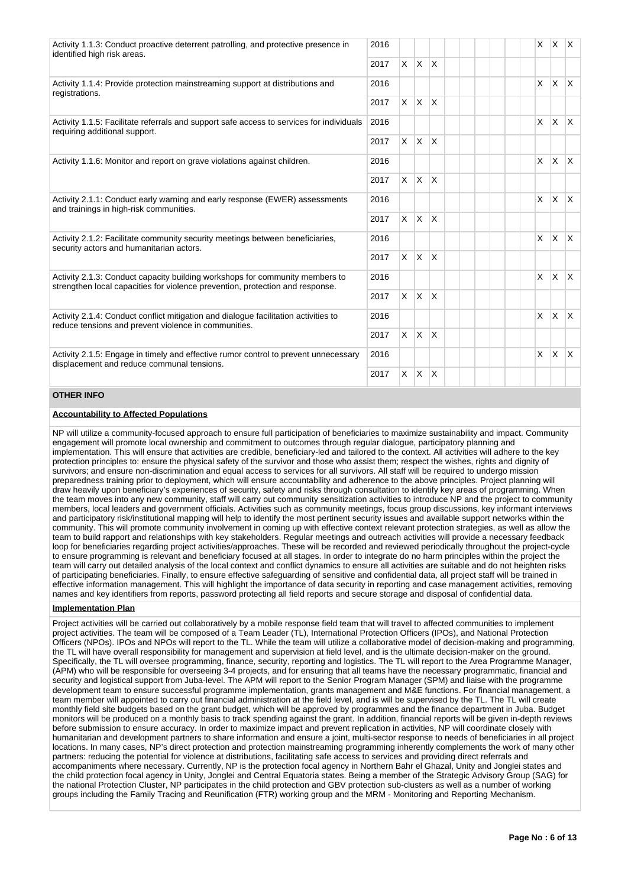| Activity | Year | 1 | 2 | 3 | 4 | 5 | 6 | 7 | 8 | 9 | 10 | 11 | 12 |
|---|---|---|---|---|---|---|---|---|---|---|---|---|---|
| Activity 1.1.3: Conduct proactive deterrent patrolling, and protective presence in identified high risk areas. | 2016 | | | | | | | | | | X | X | X |
| | 2017 | X | X | X | | | | | | | | | |
| Activity 1.1.4: Provide protection mainstreaming support at distributions and registrations. | 2016 | | | | | | | | | | X | X | X |
| | 2017 | X | X | X | | | | | | | | | |
| Activity 1.1.5: Facilitate referrals and support safe access to services for individuals requiring additional support. | 2016 | | | | | | | | | | X | X | X |
| | 2017 | X | X | X | | | | | | | | | |
| Activity 1.1.6: Monitor and report on grave violations against children. | 2016 | | | | | | | | | | X | X | X |
| | 2017 | X | X | X | | | | | | | | | |
| Activity 2.1.1: Conduct early warning and early response (EWER) assessments and trainings in high-risk communities. | 2016 | | | | | | | | | | X | X | X |
| | 2017 | X | X | X | | | | | | | | | |
| Activity 2.1.2: Facilitate community security meetings between beneficiaries, security actors and humanitarian actors. | 2016 | | | | | | | | | | X | X | X |
| | 2017 | X | X | X | | | | | | | | | |
| Activity 2.1.3: Conduct capacity building workshops for community members to strengthen local capacities for violence prevention, protection and response. | 2016 | | | | | | | | | | X | X | X |
| | 2017 | X | X | X | | | | | | | | | |
| Activity 2.1.4: Conduct conflict mitigation and dialogue facilitation activities to reduce tensions and prevent violence in communities. | 2016 | | | | | | | | | | X | X | X |
| | 2017 | X | X | X | | | | | | | | | |
| Activity 2.1.5: Engage in timely and effective rumor control to prevent unnecessary displacement and reduce communal tensions. | 2016 | | | | | | | | | | X | X | X |
| | 2017 | X | X | X | | | | | | | | | |

## OTHER INFO

**Accountability to Affected Populations**

NP will utilize a community-focused approach to ensure full participation of beneficiaries to maximize sustainability and impact. Community engagement will promote local ownership and commitment to outcomes through regular dialogue, participatory planning and implementation. This will ensure that activities are credible, beneficiary-led and tailored to the context. All activities will adhere to the key protection principles to: ensure the physical safety of the survivor and those who assist them; respect the wishes, rights and dignity of survivors; and ensure non-discrimination and equal access to services for all survivors. All staff will be required to undergo mission preparedness training prior to deployment, which will ensure accountability and adherence to the above principles. Project planning will draw heavily upon beneficiary's experiences of security, safety and risks through consultation to identify key areas of programming. When the team moves into any new community, staff will carry out community sensitization activities to introduce NP and the project to community members, local leaders and government officials. Activities such as community meetings, focus group discussions, key informant interviews and participatory risk/institutional mapping will help to identify the most pertinent security issues and available support networks within the community. This will promote community involvement in coming up with effective context relevant protection strategies, as well as allow the team to build rapport and relationships with key stakeholders. Regular meetings and outreach activities will provide a necessary feedback loop for beneficiaries regarding project activities/approaches. These will be recorded and reviewed periodically throughout the project-cycle to ensure programming is relevant and beneficiary focused at all stages. In order to integrate do no harm principles within the project the team will carry out detailed analysis of the local context and conflict dynamics to ensure all activities are suitable and do not heighten risks of participating beneficiaries. Finally, to ensure effective safeguarding of sensitive and confidential data, all project staff will be trained in effective information management. This will highlight the importance of data security in reporting and case management activities, removing names and key identifiers from reports, password protecting all field reports and secure storage and disposal of confidential data.

**Implementation Plan**

Project activities will be carried out collaboratively by a mobile response field team that will travel to affected communities to implement project activities. The team will be composed of a Team Leader (TL), International Protection Officers (IPOs), and National Protection Officers (NPOs). IPOs and NPOs will report to the TL. While the team will utilize a collaborative model of decision-making and programming, the TL will have overall responsibility for management and supervision at field level, and is the ultimate decision-maker on the ground. Specifically, the TL will oversee programming, finance, security, reporting and logistics. The TL will report to the Area Programme Manager, (APM) who will be responsible for overseeing 3-4 projects, and for ensuring that all teams have the necessary programmatic, financial and security and logistical support from Juba-level. The APM will report to the Senior Program Manager (SPM) and liaise with the programme development team to ensure successful programme implementation, grants management and M&E functions. For financial management, a team member will appointed to carry out financial administration at the field level, and is will be supervised by the TL. The TL will create monthly field site budgets based on the grant budget, which will be approved by programmes and the finance department in Juba. Budget monitors will be produced on a monthly basis to track spending against the grant. In addition, financial reports will be given in-depth reviews before submission to ensure accuracy. In order to maximize impact and prevent replication in activities, NP will coordinate closely with humanitarian and development partners to share information and ensure a joint, multi-sector response to needs of beneficiaries in all project locations. In many cases, NP's direct protection and protection mainstreaming programming inherently complements the work of many other partners: reducing the potential for violence at distributions, facilitating safe access to services and providing direct referrals and accompaniments where necessary. Currently, NP is the protection focal agency in Northern Bahr el Ghazal, Unity and Jonglei states and the child protection focal agency in Unity, Jonglei and Central Equatoria states. Being a member of the Strategic Advisory Group (SAG) for the national Protection Cluster, NP participates in the child protection and GBV protection sub-clusters as well as a number of working groups including the Family Tracing and Reunification (FTR) working group and the MRM - Monitoring and Reporting Mechanism.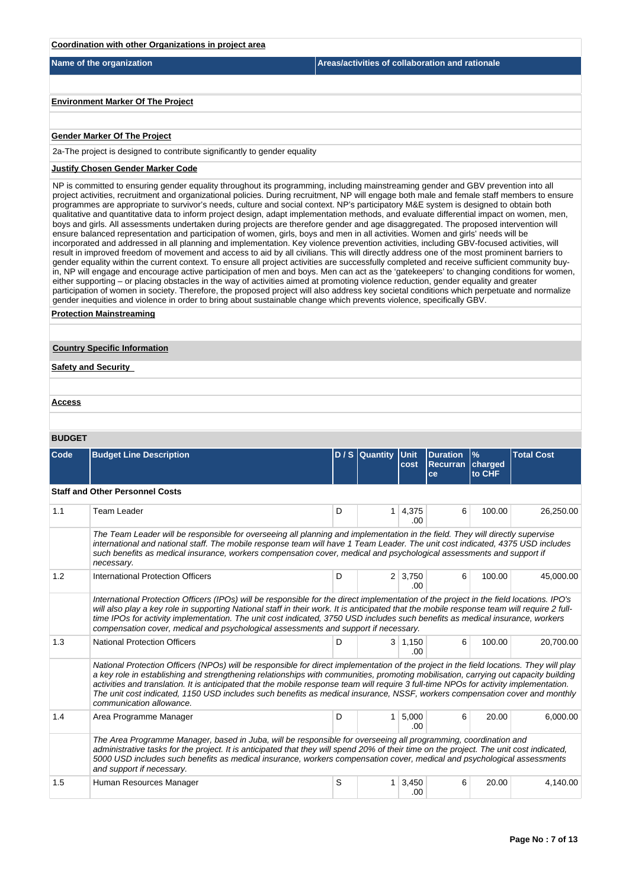**Coordination with other Organizations in project area**

| Name of the organization | Areas/activities of collaboration and rationale |
|---|---|
| | |

**Environment Marker Of The Project**

**Gender Marker Of The Project**

2a-The project is designed to contribute significantly to gender equality

**Justify Chosen Gender Marker Code**

NP is committed to ensuring gender equality throughout its programming, including mainstreaming gender and GBV prevention into all project activities, recruitment and organizational policies. During recruitment, NP will engage both male and female staff members to ensure programmes are appropriate to survivor's needs, culture and social context. NP's participatory M&E system is designed to obtain both qualitative and quantitative data to inform project design, adapt implementation methods, and evaluate differential impact on women, men, boys and girls. All assessments undertaken during projects are therefore gender and age disaggregated. The proposed intervention will ensure balanced representation and participation of women, girls, boys and men in all activities. Women and girls' needs will be incorporated and addressed in all planning and implementation. Key violence prevention activities, including GBV-focused activities, will result in improved freedom of movement and access to aid by all civilians. This will directly address one of the most prominent barriers to gender equality within the current context. To ensure all project activities are successfully completed and receive sufficient community buy-in, NP will engage and encourage active participation of men and boys. Men can act as the 'gatekeepers' to changing conditions for women, either supporting – or placing obstacles in the way of activities aimed at promoting violence reduction, gender equality and greater participation of women in society. Therefore, the proposed project will also address key societal conditions which perpetuate and normalize gender inequities and violence in order to bring about sustainable change which prevents violence, specifically GBV.

**Protection Mainstreaming**

**Country Specific Information**

**Safety and Security**

**Access**

**BUDGET**

| Code | Budget Line Description | D / S | Quantity | Unit cost | Duration Recurrance | % charged to CHF | Total Cost |
|---|---|---|---|---|---|---|---|
| **Staff and Other Personnel Costs** | | | | | | | |
| 1.1 | Team Leader | D | 1 | 4,375.00 | 6 | 100.00 | 26,250.00 |
| | *The Team Leader will be responsible for overseeing all planning and implementation in the field. They will directly supervise international and national staff. The mobile response team will have 1 Team Leader. The unit cost indicated, 4375 USD includes such benefits as medical insurance, workers compensation cover, medical and psychological assessments and support if necessary.* | | | | | | |
| 1.2 | International Protection Officers | D | 2 | 3,750.00 | 6 | 100.00 | 45,000.00 |
| | *International Protection Officers (IPOs) will be responsible for the direct implementation of the project in the field locations. IPO's will also play a key role in supporting National staff in their work. It is anticipated that the mobile response team will require 2 full-time IPOs for activity implementation. The unit cost indicated, 3750 USD includes such benefits as medical insurance, workers compensation cover, medical and psychological assessments and support if necessary.* | | | | | | |
| 1.3 | National Protection Officers | D | 3 | 1,150.00 | 6 | 100.00 | 20,700.00 |
| | *National Protection Officers (NPOs) will be responsible for direct implementation of the project in the field locations. They will play a key role in establishing and strengthening relationships with communities, promoting mobilisation, carrying out capacity building activities and translation. It is anticipated that the mobile response team will require 3 full-time NPOs for activity implementation. The unit cost indicated, 1150 USD includes such benefits as medical insurance, NSSF, workers compensation cover and monthly communication allowance.* | | | | | | |
| 1.4 | Area Programme Manager | D | 1 | 5,000.00 | 6 | 20.00 | 6,000.00 |
| | *The Area Programme Manager, based in Juba, will be responsible for overseeing all programming, coordination and administrative tasks for the project. It is anticipated that they will spend 20% of their time on the project. The unit cost indicated, 5000 USD includes such benefits as medical insurance, workers compensation cover, medical and psychological assessments and support if necessary.* | | | | | | |
| 1.5 | Human Resources Manager | S | 1 | 3,450.00 | 6 | 20.00 | 4,140.00 |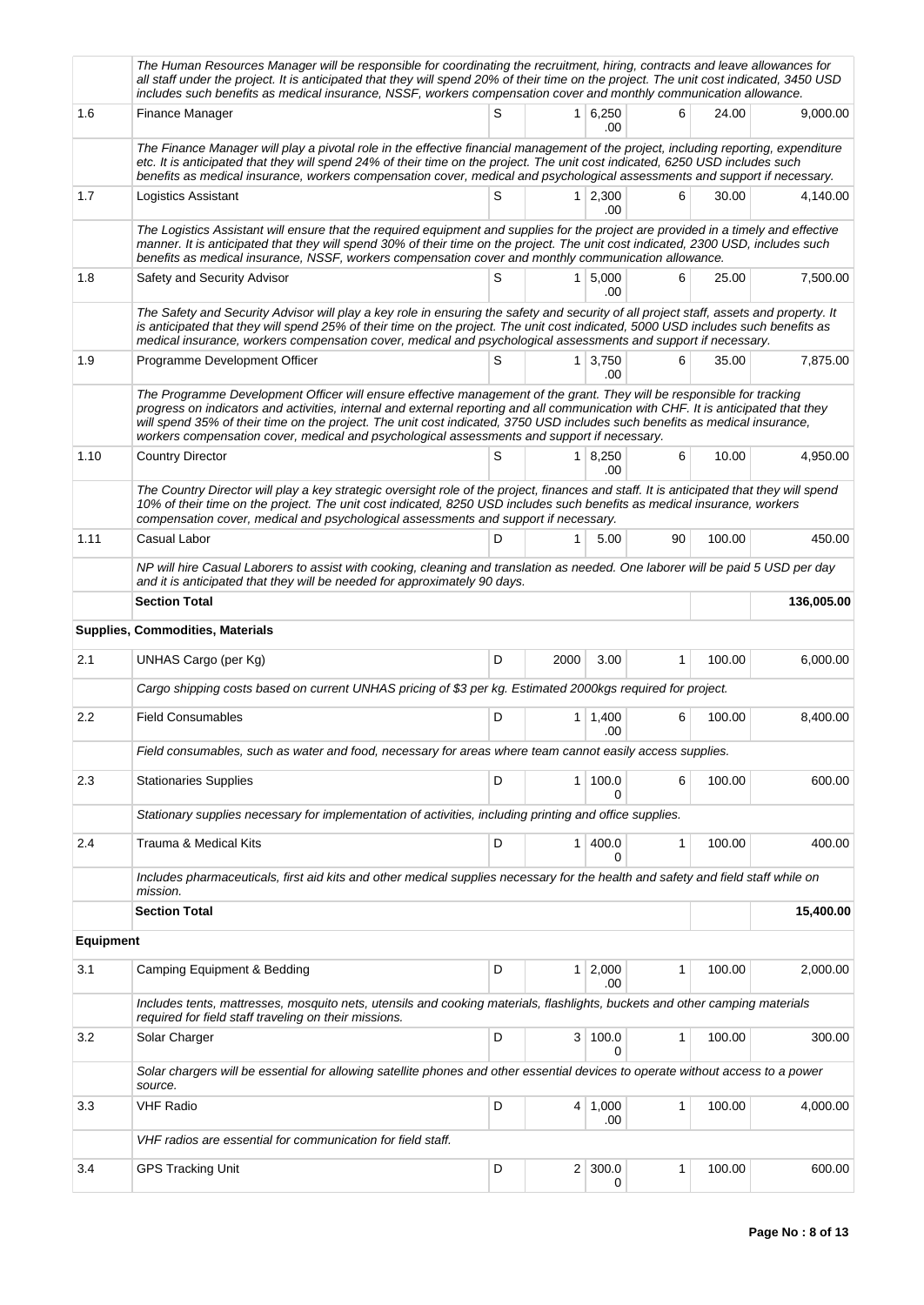| | | | | | | | |
|---|---|---|---|---|---|---|---|
| | *The Human Resources Manager will be responsible for coordinating the recruitment, hiring, contracts and leave allowances for all staff under the project. It is anticipated that they will spend 20% of their time on the project. The unit cost indicated, 3450 USD includes such benefits as medical insurance, NSSF, workers compensation cover and monthly communication allowance.* | | | | | | |
| 1.6 | Finance Manager | S | 1 | 6,250.00 | 6 | 24.00 | 9,000.00 |
| | *The Finance Manager will play a pivotal role in the effective financial management of the project, including reporting, expenditure etc. It is anticipated that they will spend 24% of their time on the project. The unit cost indicated, 6250 USD includes such benefits as medical insurance, workers compensation cover, medical and psychological assessments and support if necessary.* | | | | | | |
| 1.7 | Logistics Assistant | S | 1 | 2,300.00 | 6 | 30.00 | 4,140.00 |
| | *The Logistics Assistant will ensure that the required equipment and supplies for the project are provided in a timely and effective manner. It is anticipated that they will spend 30% of their time on the project. The unit cost indicated, 2300 USD, includes such benefits as medical insurance, NSSF, workers compensation cover and monthly communication allowance.* | | | | | | |
| 1.8 | Safety and Security Advisor | S | 1 | 5,000.00 | 6 | 25.00 | 7,500.00 |
| | *The Safety and Security Advisor will play a key role in ensuring the safety and security of all project staff, assets and property. It is anticipated that they will spend 25% of their time on the project. The unit cost indicated, 5000 USD includes such benefits as medical insurance, workers compensation cover, medical and psychological assessments and support if necessary.* | | | | | | |
| 1.9 | Programme Development Officer | S | 1 | 3,750.00 | 6 | 35.00 | 7,875.00 |
| | *The Programme Development Officer will ensure effective management of the grant. They will be responsible for tracking progress on indicators and activities, internal and external reporting and all communication with CHF. It is anticipated that they will spend 35% of their time on the project. The unit cost indicated, 3750 USD includes such benefits as medical insurance, workers compensation cover, medical and psychological assessments and support if necessary.* | | | | | | |
| 1.10 | Country Director | S | 1 | 8,250.00 | 6 | 10.00 | 4,950.00 |
| | *The Country Director will play a key strategic oversight role of the project, finances and staff. It is anticipated that they will spend 10% of their time on the project. The unit cost indicated, 8250 USD includes such benefits as medical insurance, workers compensation cover, medical and psychological assessments and support if necessary.* | | | | | | |
| 1.11 | Casual Labor | D | 1 | 5.00 | 90 | 100.00 | 450.00 |
| | *NP will hire Casual Laborers to assist with cooking, cleaning and translation as needed. One laborer will be paid 5 USD per day and it is anticipated that they will be needed for approximately 90 days.* | | | | | | |
| | **Section Total** | | | | | | **136,005.00** |
| **Supplies, Commodities, Materials** | | | | | | | |
| 2.1 | UNHAS Cargo (per Kg) | D | 2000 | 3.00 | 1 | 100.00 | 6,000.00 |
| | *Cargo shipping costs based on current UNHAS pricing of $3 per kg. Estimated 2000kgs required for project.* | | | | | | |
| 2.2 | Field Consumables | D | 1 | 1,400.00 | 6 | 100.00 | 8,400.00 |
| | *Field consumables, such as water and food, necessary for areas where team cannot easily access supplies.* | | | | | | |
| 2.3 | Stationaries Supplies | D | 1 | 100.00 | 6 | 100.00 | 600.00 |
| | *Stationary supplies necessary for implementation of activities, including printing and office supplies.* | | | | | | |
| 2.4 | Trauma & Medical Kits | D | 1 | 400.00 | 1 | 100.00 | 400.00 |
| | *Includes pharmaceuticals, first aid kits and other medical supplies necessary for the health and safety and field staff while on mission.* | | | | | | |
| | **Section Total** | | | | | | **15,400.00** |
| **Equipment** | | | | | | | |
| 3.1 | Camping Equipment & Bedding | D | 1 | 2,000.00 | 1 | 100.00 | 2,000.00 |
| | *Includes tents, mattresses, mosquito nets, utensils and cooking materials, flashlights, buckets and other camping materials required for field staff traveling on their missions.* | | | | | | |
| 3.2 | Solar Charger | D | 3 | 100.00 | 1 | 100.00 | 300.00 |
| | *Solar chargers will be essential for allowing satellite phones and other essential devices to operate without access to a power source.* | | | | | | |
| 3.3 | VHF Radio | D | 4 | 1,000.00 | 1 | 100.00 | 4,000.00 |
| | *VHF radios are essential for communication for field staff.* | | | | | | |
| 3.4 | GPS Tracking Unit | D | 2 | 300.00 | 1 | 100.00 | 600.00 |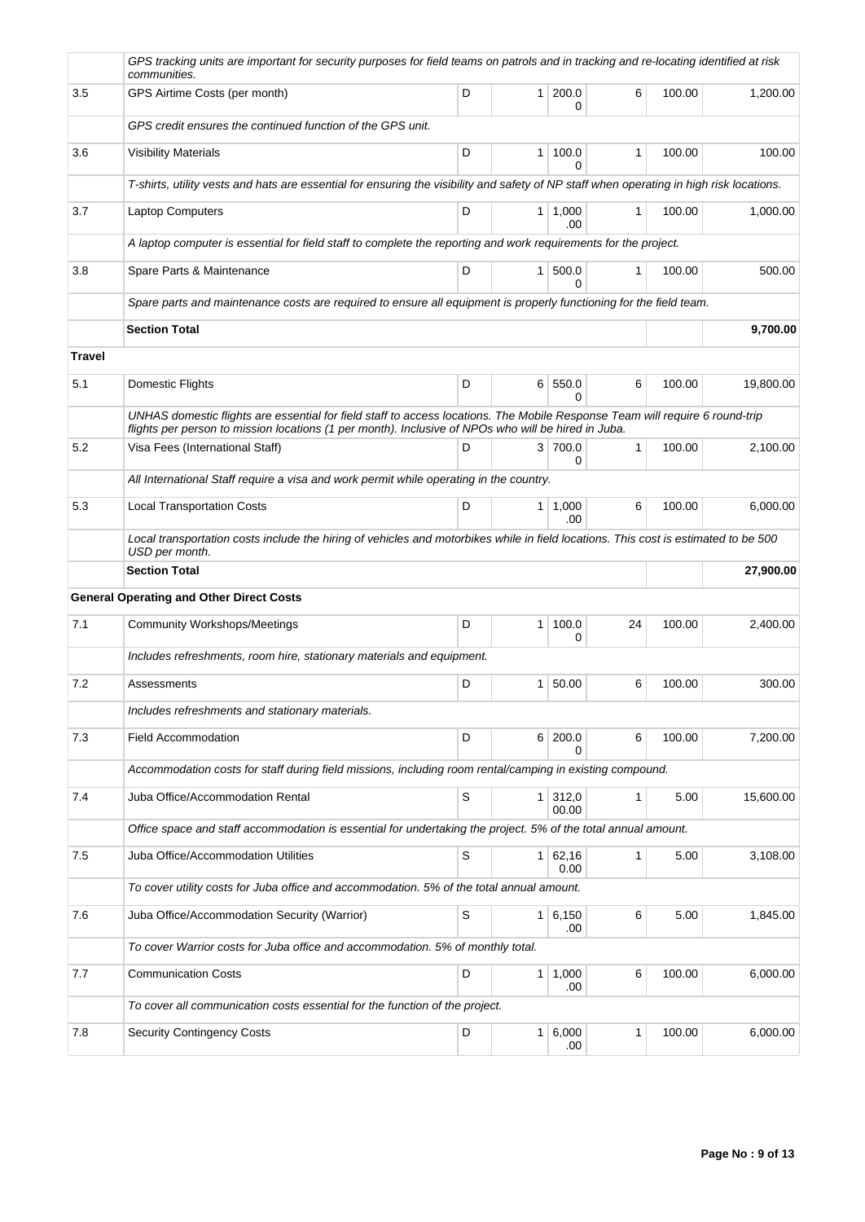| | | | | | | | |
|---|---|---|---|---|---|---|---|
| | *GPS tracking units are important for security purposes for field teams on patrols and in tracking and re-locating identified at risk communities.* | | | | | | |
| 3.5 | GPS Airtime Costs (per month) | D | 1 | 200.00 | 6 | 100.00 | 1,200.00 |
| | *GPS credit ensures the continued function of the GPS unit.* | | | | | | |
| 3.6 | Visibility Materials | D | 1 | 100.00 | 1 | 100.00 | 100.00 |
| | *T-shirts, utility vests and hats are essential for ensuring the visibility and safety of NP staff when operating in high risk locations.* | | | | | | |
| 3.7 | Laptop Computers | D | 1 | 1,000.00 | 1 | 100.00 | 1,000.00 |
| | *A laptop computer is essential for field staff to complete the reporting and work requirements for the project.* | | | | | | |
| 3.8 | Spare Parts & Maintenance | D | 1 | 500.00 | 1 | 100.00 | 500.00 |
| | *Spare parts and maintenance costs are required to ensure all equipment is properly functioning for the field team.* | | | | | | |
| | **Section Total** | | | | | | **9,700.00** |
| **Travel** | | | | | | | |
| 5.1 | Domestic Flights | D | 6 | 550.00 | 6 | 100.00 | 19,800.00 |
| | *UNHAS domestic flights are essential for field staff to access locations. The Mobile Response Team will require 6 round-trip flights per person to mission locations (1 per month). Inclusive of NPOs who will be hired in Juba.* | | | | | | |
| 5.2 | Visa Fees (International Staff) | D | 3 | 700.00 | 1 | 100.00 | 2,100.00 |
| | *All International Staff require a visa and work permit while operating in the country.* | | | | | | |
| 5.3 | Local Transportation Costs | D | 1 | 1,000.00 | 6 | 100.00 | 6,000.00 |
| | *Local transportation costs include the hiring of vehicles and motorbikes while in field locations. This cost is estimated to be 500 USD per month.* | | | | | | |
| | **Section Total** | | | | | | **27,900.00** |
| **General Operating and Other Direct Costs** | | | | | | | |
| 7.1 | Community Workshops/Meetings | D | 1 | 100.00 | 24 | 100.00 | 2,400.00 |
| | *Includes refreshments, room hire, stationary materials and equipment.* | | | | | | |
| 7.2 | Assessments | D | 1 | 50.00 | 6 | 100.00 | 300.00 |
| | *Includes refreshments and stationary materials.* | | | | | | |
| 7.3 | Field Accommodation | D | 6 | 200.00 | 6 | 100.00 | 7,200.00 |
| | *Accommodation costs for staff during field missions, including room rental/camping in existing compound.* | | | | | | |
| 7.4 | Juba Office/Accommodation Rental | S | 1 | 312,000.00 | 1 | 5.00 | 15,600.00 |
| | *Office space and staff accommodation is essential for undertaking the project. 5% of the total annual amount.* | | | | | | |
| 7.5 | Juba Office/Accommodation Utilities | S | 1 | 62,160.00 | 1 | 5.00 | 3,108.00 |
| | *To cover utility costs for Juba office and accommodation. 5% of the total annual amount.* | | | | | | |
| 7.6 | Juba Office/Accommodation Security (Warrior) | S | 1 | 6,150.00 | 6 | 5.00 | 1,845.00 |
| | *To cover Warrior costs for Juba office and accommodation. 5% of monthly total.* | | | | | | |
| 7.7 | Communication Costs | D | 1 | 1,000.00 | 6 | 100.00 | 6,000.00 |
| | *To cover all communication costs essential for the function of the project.* | | | | | | |
| 7.8 | Security Contingency Costs | D | 1 | 6,000.00 | 1 | 100.00 | 6,000.00 |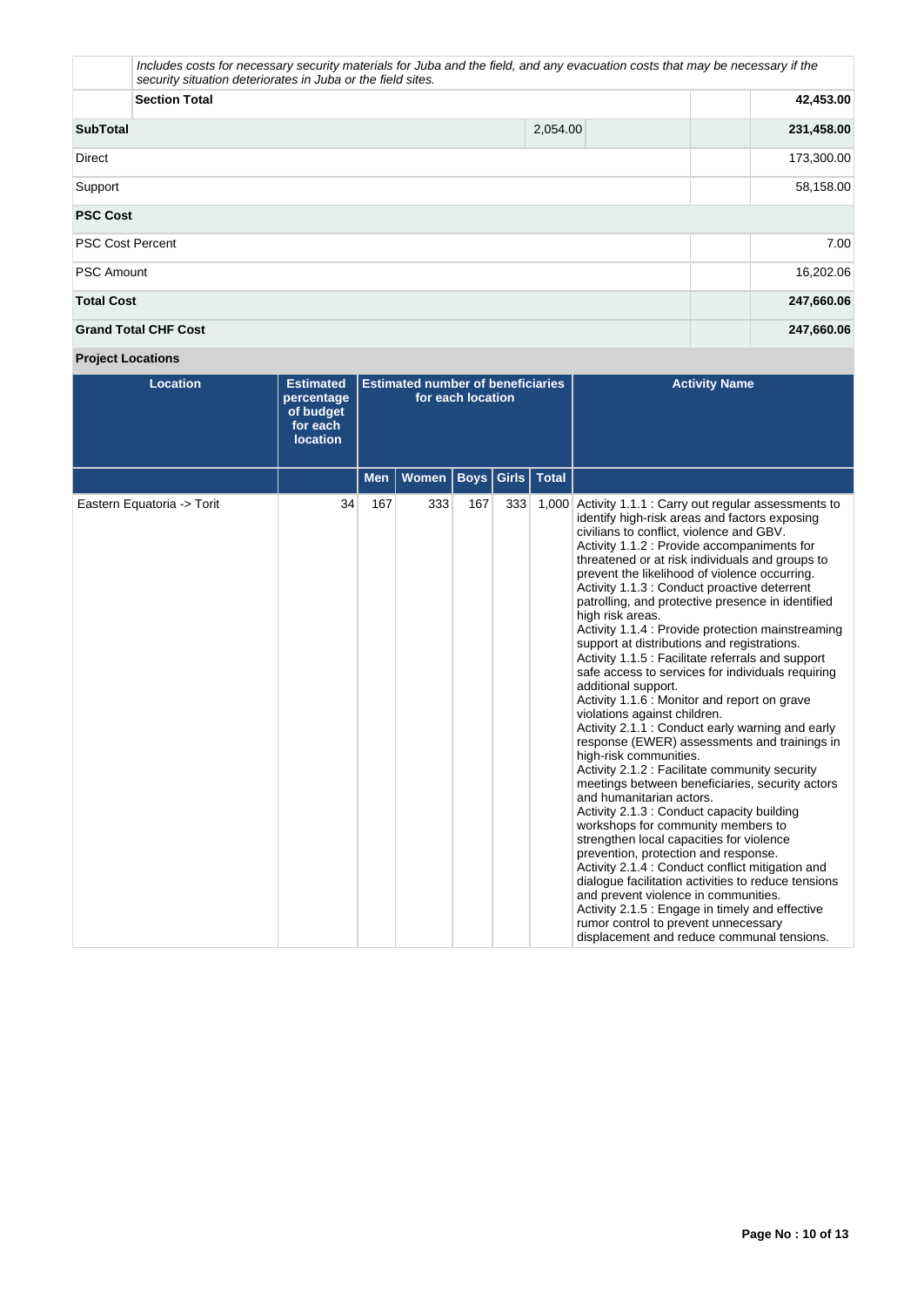| | | | | |
|---|---|---|---|---|
| | *Includes costs for necessary security materials for Juba and the field, and any evacuation costs that may be necessary if the security situation deteriorates in Juba or the field sites.* | | | |
| | **Section Total** | | | **42,453.00** |
| **SubTotal** | | 2,054.00 | | **231,458.00** |
| Direct | | | | 173,300.00 |
| Support | | | | 58,158.00 |
| **PSC Cost** | | | | |
| PSC Cost Percent | | | | 7.00 |
| PSC Amount | | | | 16,202.06 |
| **Total Cost** | | | | **247,660.06** |
| **Grand Total CHF Cost** | | | | **247,660.06** |

**Project Locations**

| Location | Estimated percentage of budget for each location | Estimated number of beneficiaries for each location | | | | | Activity Name |
|---|---|---|---|---|---|---|---|
| | | Men | Women | Boys | Girls | Total | |
| Eastern Equatoria -> Torit | 34 | 167 | 333 | 167 | 333 | 1,000 | Activity 1.1.1 : Carry out regular assessments to identify high-risk areas and factors exposing civilians to conflict, violence and GBV.<br>Activity 1.1.2 : Provide accompaniments for threatened or at risk individuals and groups to prevent the likelihood of violence occurring.<br>Activity 1.1.3 : Conduct proactive deterrent patrolling, and protective presence in identified high risk areas.<br>Activity 1.1.4 : Provide protection mainstreaming support at distributions and registrations.<br>Activity 1.1.5 : Facilitate referrals and support safe access to services for individuals requiring additional support.<br>Activity 1.1.6 : Monitor and report on grave violations against children.<br>Activity 2.1.1 : Conduct early warning and early response (EWER) assessments and trainings in high-risk communities.<br>Activity 2.1.2 : Facilitate community security meetings between beneficiaries, security actors and humanitarian actors.<br>Activity 2.1.3 : Conduct capacity building workshops for community members to strengthen local capacities for violence prevention, protection and response.<br>Activity 2.1.4 : Conduct conflict mitigation and dialogue facilitation activities to reduce tensions and prevent violence in communities.<br>Activity 2.1.5 : Engage in timely and effective rumor control to prevent unnecessary displacement and reduce communal tensions. |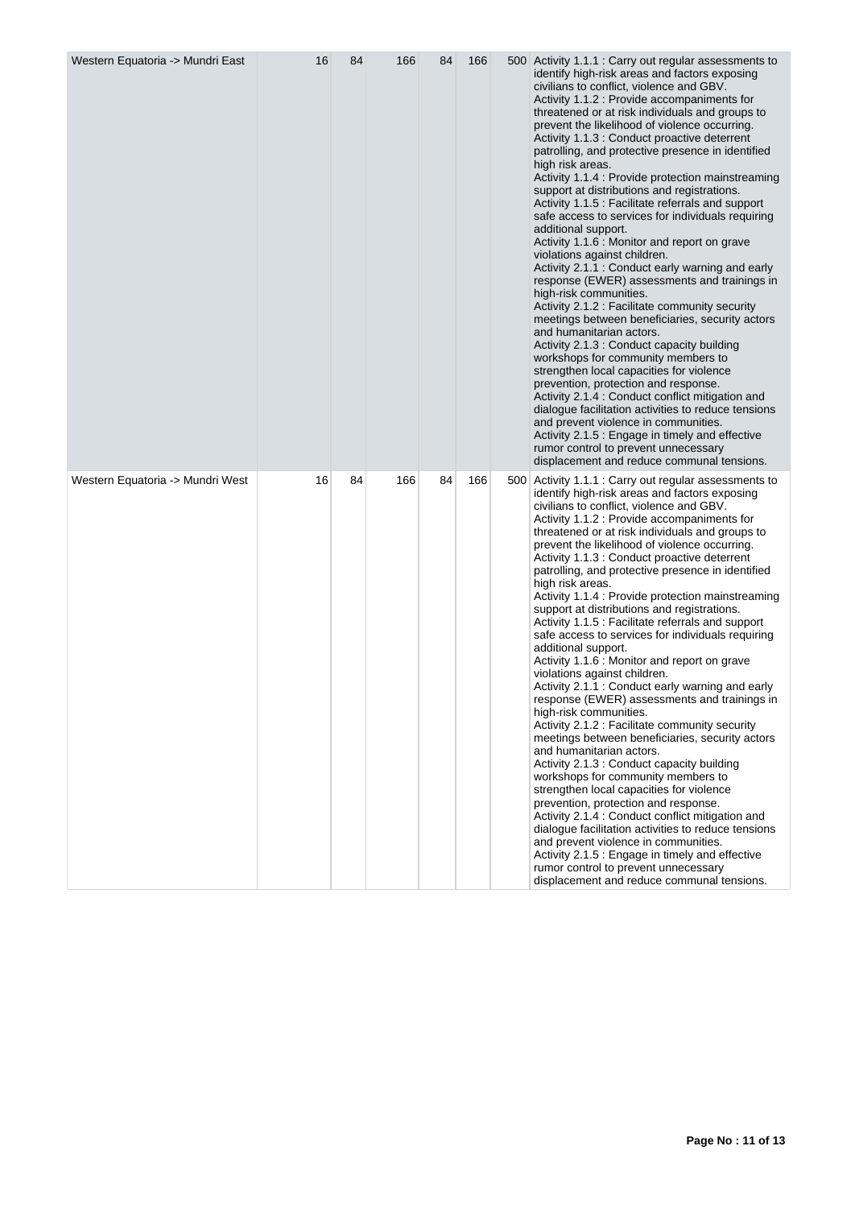| | | | | | | | |
|---|---|---|---|---|---|---|---|
| Western Equatoria -> Mundri East | 16 | 84 | 166 | 84 | 166 | 500 | Activity 1.1.1 : Carry out regular assessments to identify high-risk areas and factors exposing civilians to conflict, violence and GBV.<br>Activity 1.1.2 : Provide accompaniments for threatened or at risk individuals and groups to prevent the likelihood of violence occurring.<br>Activity 1.1.3 : Conduct proactive deterrent patrolling, and protective presence in identified high risk areas.<br>Activity 1.1.4 : Provide protection mainstreaming support at distributions and registrations.<br>Activity 1.1.5 : Facilitate referrals and support safe access to services for individuals requiring additional support.<br>Activity 1.1.6 : Monitor and report on grave violations against children.<br>Activity 2.1.1 : Conduct early warning and early response (EWER) assessments and trainings in high-risk communities.<br>Activity 2.1.2 : Facilitate community security meetings between beneficiaries, security actors and humanitarian actors.<br>Activity 2.1.3 : Conduct capacity building workshops for community members to strengthen local capacities for violence prevention, protection and response.<br>Activity 2.1.4 : Conduct conflict mitigation and dialogue facilitation activities to reduce tensions and prevent violence in communities.<br>Activity 2.1.5 : Engage in timely and effective rumor control to prevent unnecessary displacement and reduce communal tensions. |
| Western Equatoria -> Mundri West | 16 | 84 | 166 | 84 | 166 | 500 | Activity 1.1.1 : Carry out regular assessments to identify high-risk areas and factors exposing civilians to conflict, violence and GBV.<br>Activity 1.1.2 : Provide accompaniments for threatened or at risk individuals and groups to prevent the likelihood of violence occurring.<br>Activity 1.1.3 : Conduct proactive deterrent patrolling, and protective presence in identified high risk areas.<br>Activity 1.1.4 : Provide protection mainstreaming support at distributions and registrations.<br>Activity 1.1.5 : Facilitate referrals and support safe access to services for individuals requiring additional support.<br>Activity 1.1.6 : Monitor and report on grave violations against children.<br>Activity 2.1.1 : Conduct early warning and early response (EWER) assessments and trainings in high-risk communities.<br>Activity 2.1.2 : Facilitate community security meetings between beneficiaries, security actors and humanitarian actors.<br>Activity 2.1.3 : Conduct capacity building workshops for community members to strengthen local capacities for violence prevention, protection and response.<br>Activity 2.1.4 : Conduct conflict mitigation and dialogue facilitation activities to reduce tensions and prevent violence in communities.<br>Activity 2.1.5 : Engage in timely and effective rumor control to prevent unnecessary displacement and reduce communal tensions. |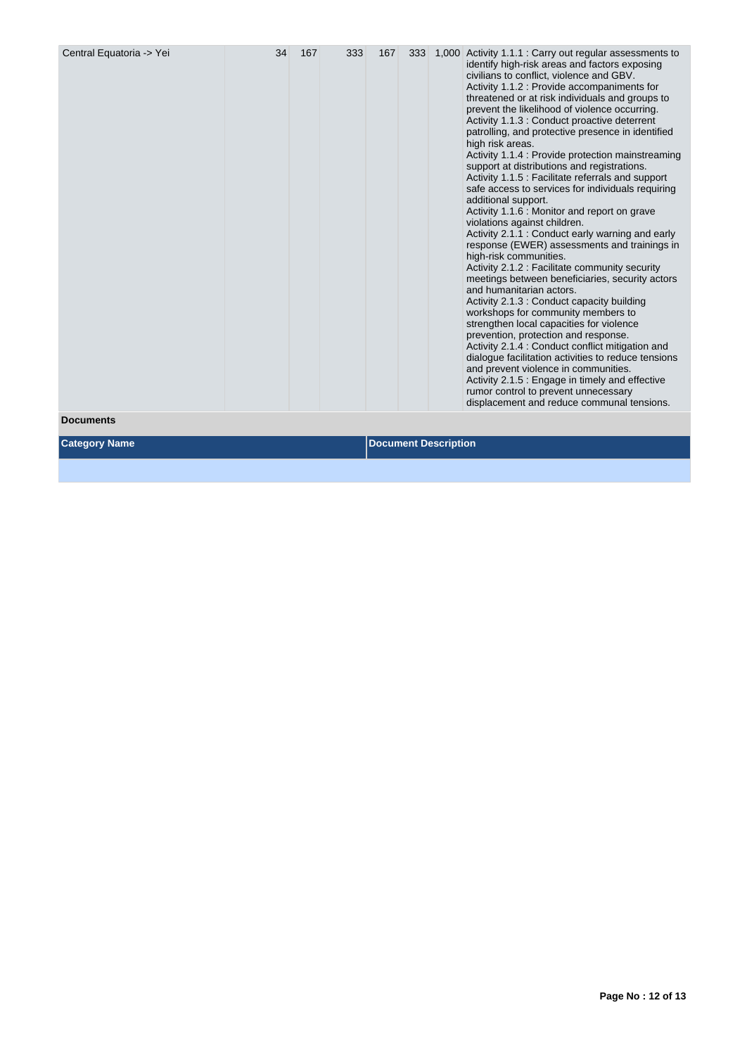| | | | | | | | |
|---|---|---|---|---|---|---|---|
| Central Equatoria -> Yei | 34 | 167 | 333 | 167 | 333 | 1,000 | Activity 1.1.1 : Carry out regular assessments to identify high-risk areas and factors exposing civilians to conflict, violence and GBV.<br>Activity 1.1.2 : Provide accompaniments for threatened or at risk individuals and groups to prevent the likelihood of violence occurring.<br>Activity 1.1.3 : Conduct proactive deterrent patrolling, and protective presence in identified high risk areas.<br>Activity 1.1.4 : Provide protection mainstreaming support at distributions and registrations.<br>Activity 1.1.5 : Facilitate referrals and support safe access to services for individuals requiring additional support.<br>Activity 1.1.6 : Monitor and report on grave violations against children.<br>Activity 2.1.1 : Conduct early warning and early response (EWER) assessments and trainings in high-risk communities.<br>Activity 2.1.2 : Facilitate community security meetings between beneficiaries, security actors and humanitarian actors.<br>Activity 2.1.3 : Conduct capacity building workshops for community members to strengthen local capacities for violence prevention, protection and response.<br>Activity 2.1.4 : Conduct conflict mitigation and dialogue facilitation activities to reduce tensions and prevent violence in communities.<br>Activity 2.1.5 : Engage in timely and effective rumor control to prevent unnecessary displacement and reduce communal tensions. |

**Documents**

| Category Name | Document Description |
|---|---|
| | |